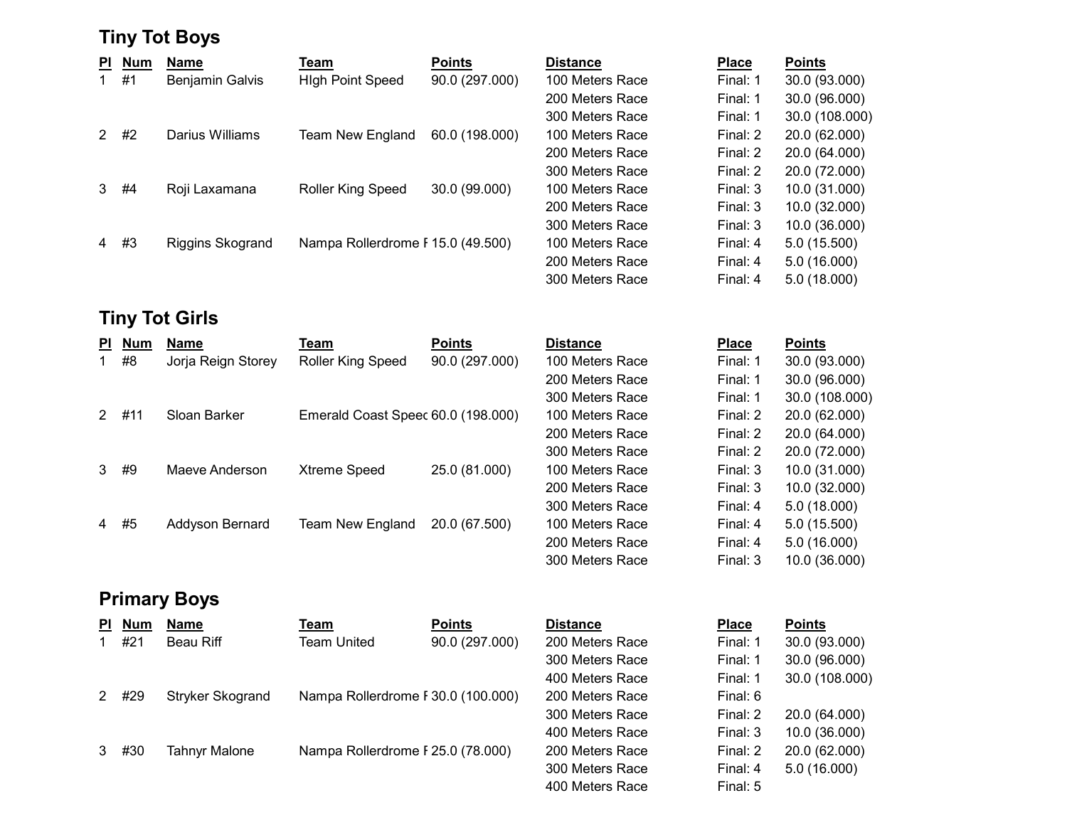## Tiny Tot Boys

| Pl | Num | Name | Team | Points | Distance | Place | Points |
|---|---|---|---|---|---|---|---|
| 1 | #1 | Benjamin Galvis | HIgh Point Speed | 90.0 (297.000) | 100 Meters Race | Final: 1 | 30.0 (93.000) |
| | | | | | 200 Meters Race | Final: 1 | 30.0 (96.000) |
| | | | | | 300 Meters Race | Final: 1 | 30.0 (108.000) |
| 2 | #2 | Darius Williams | Team New England | 60.0 (198.000) | 100 Meters Race | Final: 2 | 20.0 (62.000) |
| | | | | | 200 Meters Race | Final: 2 | 20.0 (64.000) |
| | | | | | 300 Meters Race | Final: 2 | 20.0 (72.000) |
| 3 | #4 | Roji Laxamana | Roller King Speed | 30.0 (99.000) | 100 Meters Race | Final: 3 | 10.0 (31.000) |
| | | | | | 200 Meters Race | Final: 3 | 10.0 (32.000) |
| | | | | | 300 Meters Race | Final: 3 | 10.0 (36.000) |
| 4 | #3 | Riggins Skogrand | Nampa Rollerdrome F | 15.0 (49.500) | 100 Meters Race | Final: 4 | 5.0 (15.500) |
| | | | | | 200 Meters Race | Final: 4 | 5.0 (16.000) |
| | | | | | 300 Meters Race | Final: 4 | 5.0 (18.000) |

## Tiny Tot Girls

| Pl | Num | Name | Team | Points | Distance | Place | Points |
|---|---|---|---|---|---|---|---|
| 1 | #8 | Jorja Reign Storey | Roller King Speed | 90.0 (297.000) | 100 Meters Race | Final: 1 | 30.0 (93.000) |
| | | | | | 200 Meters Race | Final: 1 | 30.0 (96.000) |
| | | | | | 300 Meters Race | Final: 1 | 30.0 (108.000) |
| 2 | #11 | Sloan Barker | Emerald Coast Speec | 60.0 (198.000) | 100 Meters Race | Final: 2 | 20.0 (62.000) |
| | | | | | 200 Meters Race | Final: 2 | 20.0 (64.000) |
| | | | | | 300 Meters Race | Final: 2 | 20.0 (72.000) |
| 3 | #9 | Maeve Anderson | Xtreme Speed | 25.0 (81.000) | 100 Meters Race | Final: 3 | 10.0 (31.000) |
| | | | | | 200 Meters Race | Final: 3 | 10.0 (32.000) |
| | | | | | 300 Meters Race | Final: 4 | 5.0 (18.000) |
| 4 | #5 | Addyson Bernard | Team New England | 20.0 (67.500) | 100 Meters Race | Final: 4 | 5.0 (15.500) |
| | | | | | 200 Meters Race | Final: 4 | 5.0 (16.000) |
| | | | | | 300 Meters Race | Final: 3 | 10.0 (36.000) |

## Primary Boys

| Pl | Num | Name | Team | Points | Distance | Place | Points |
|---|---|---|---|---|---|---|---|
| 1 | #21 | Beau Riff | Team United | 90.0 (297.000) | 200 Meters Race | Final: 1 | 30.0 (93.000) |
| | | | | | 300 Meters Race | Final: 1 | 30.0 (96.000) |
| | | | | | 400 Meters Race | Final: 1 | 30.0 (108.000) |
| 2 | #29 | Stryker Skogrand | Nampa Rollerdrome F | 30.0 (100.000) | 200 Meters Race | Final: 6 | |
| | | | | | 300 Meters Race | Final: 2 | 20.0 (64.000) |
| | | | | | 400 Meters Race | Final: 3 | 10.0 (36.000) |
| 3 | #30 | Tahnyr Malone | Nampa Rollerdrome F | 25.0 (78.000) | 200 Meters Race | Final: 2 | 20.0 (62.000) |
| | | | | | 300 Meters Race | Final: 4 | 5.0 (16.000) |
| | | | | | 400 Meters Race | Final: 5 | |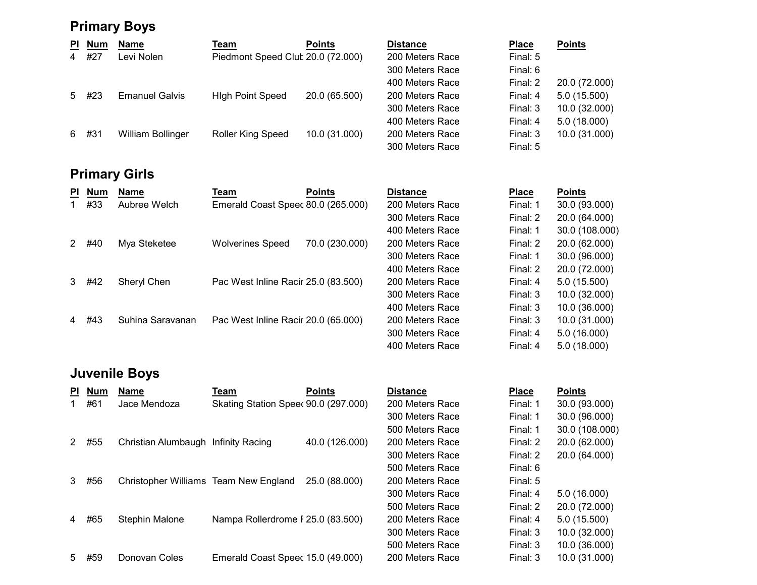## Primary Boys

| Pl | Num | Name | Team | Points | Distance | Place | Points |
|---|---|---|---|---|---|---|---|
| 4 | #27 | Levi Nolen | Piedmont Speed Club | 20.0 (72.000) | 200 Meters Race | Final: 5 | |
| | | | | | 300 Meters Race | Final: 6 | |
| | | | | | 400 Meters Race | Final: 2 | 20.0 (72.000) |
| 5 | #23 | Emanuel Galvis | HIgh Point Speed | 20.0 (65.500) | 200 Meters Race | Final: 4 | 5.0 (15.500) |
| | | | | | 300 Meters Race | Final: 3 | 10.0 (32.000) |
| | | | | | 400 Meters Race | Final: 4 | 5.0 (18.000) |
| 6 | #31 | William Bollinger | Roller King Speed | 10.0 (31.000) | 200 Meters Race | Final: 3 | 10.0 (31.000) |
| | | | | | 300 Meters Race | Final: 5 | |

## Primary Girls

| Pl | Num | Name | Team | Points | Distance | Place | Points |
|---|---|---|---|---|---|---|---|
| 1 | #33 | Aubree Welch | Emerald Coast Speec | 80.0 (265.000) | 200 Meters Race | Final: 1 | 30.0 (93.000) |
| | | | | | 300 Meters Race | Final: 2 | 20.0 (64.000) |
| | | | | | 400 Meters Race | Final: 1 | 30.0 (108.000) |
| 2 | #40 | Mya Steketee | Wolverines Speed | 70.0 (230.000) | 200 Meters Race | Final: 2 | 20.0 (62.000) |
| | | | | | 300 Meters Race | Final: 1 | 30.0 (96.000) |
| | | | | | 400 Meters Race | Final: 2 | 20.0 (72.000) |
| 3 | #42 | Sheryl Chen | Pac West Inline Racir | 25.0 (83.500) | 200 Meters Race | Final: 4 | 5.0 (15.500) |
| | | | | | 300 Meters Race | Final: 3 | 10.0 (32.000) |
| | | | | | 400 Meters Race | Final: 3 | 10.0 (36.000) |
| 4 | #43 | Suhina Saravanan | Pac West Inline Racir | 20.0 (65.000) | 200 Meters Race | Final: 3 | 10.0 (31.000) |
| | | | | | 300 Meters Race | Final: 4 | 5.0 (16.000) |
| | | | | | 400 Meters Race | Final: 4 | 5.0 (18.000) |

## Juvenile Boys

| Pl | Num | Name | Team | Points | Distance | Place | Points |
|---|---|---|---|---|---|---|---|
| 1 | #61 | Jace Mendoza | Skating Station Speec | 90.0 (297.000) | 200 Meters Race | Final: 1 | 30.0 (93.000) |
| | | | | | 300 Meters Race | Final: 1 | 30.0 (96.000) |
| | | | | | 500 Meters Race | Final: 1 | 30.0 (108.000) |
| 2 | #55 | Christian Alumbaugh | Infinity Racing | 40.0 (126.000) | 200 Meters Race | Final: 2 | 20.0 (62.000) |
| | | | | | 300 Meters Race | Final: 2 | 20.0 (64.000) |
| | | | | | 500 Meters Race | Final: 6 | |
| 3 | #56 | Christopher Williams | Team New England | 25.0 (88.000) | 200 Meters Race | Final: 5 | |
| | | | | | 300 Meters Race | Final: 4 | 5.0 (16.000) |
| | | | | | 500 Meters Race | Final: 2 | 20.0 (72.000) |
| 4 | #65 | Stephin Malone | Nampa Rollerdrome F | 25.0 (83.500) | 200 Meters Race | Final: 4 | 5.0 (15.500) |
| | | | | | 300 Meters Race | Final: 3 | 10.0 (32.000) |
| | | | | | 500 Meters Race | Final: 3 | 10.0 (36.000) |
| 5 | #59 | Donovan Coles | Emerald Coast Speec | 15.0 (49.000) | 200 Meters Race | Final: 3 | 10.0 (31.000) |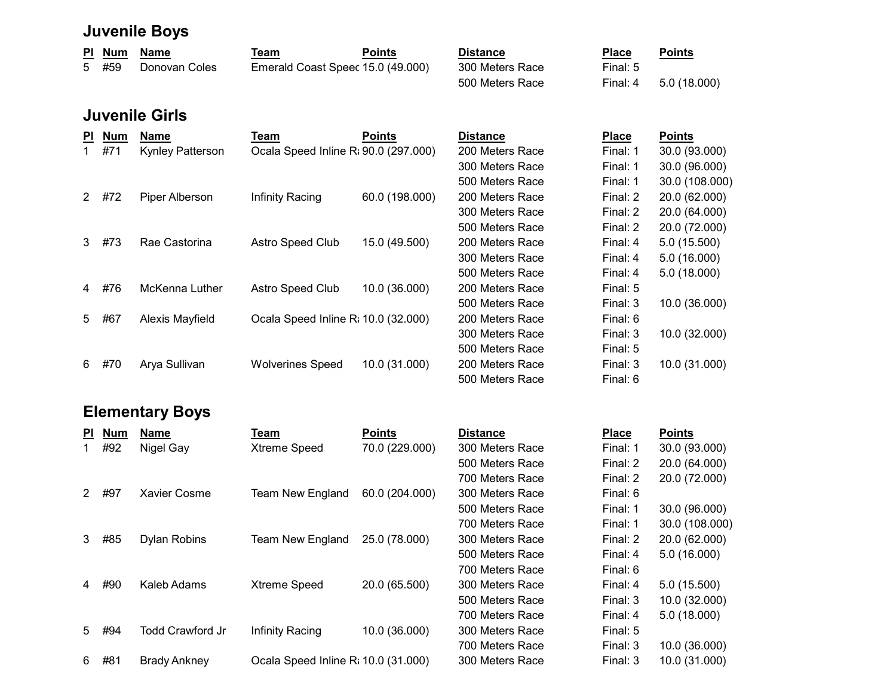## Juvenile Boys

| Pl | Num | Name | Team | Points | Distance | Place | Points |
|---|---|---|---|---|---|---|---|
| 5 | #59 | Donovan Coles | Emerald Coast Speec | 15.0 (49.000) | 300 Meters Race | Final: 5 | |
| | | | | | 500 Meters Race | Final: 4 | 5.0 (18.000) |

## Juvenile Girls

| Pl | Num | Name | Team | Points | Distance | Place | Points |
|---|---|---|---|---|---|---|---|
| 1 | #71 | Kynley Patterson | Ocala Speed Inline Ra | 90.0 (297.000) | 200 Meters Race | Final: 1 | 30.0 (93.000) |
| | | | | | 300 Meters Race | Final: 1 | 30.0 (96.000) |
| | | | | | 500 Meters Race | Final: 1 | 30.0 (108.000) |
| 2 | #72 | Piper Alberson | Infinity Racing | 60.0 (198.000) | 200 Meters Race | Final: 2 | 20.0 (62.000) |
| | | | | | 300 Meters Race | Final: 2 | 20.0 (64.000) |
| | | | | | 500 Meters Race | Final: 2 | 20.0 (72.000) |
| 3 | #73 | Rae Castorina | Astro Speed Club | 15.0 (49.500) | 200 Meters Race | Final: 4 | 5.0 (15.500) |
| | | | | | 300 Meters Race | Final: 4 | 5.0 (16.000) |
| | | | | | 500 Meters Race | Final: 4 | 5.0 (18.000) |
| 4 | #76 | McKenna Luther | Astro Speed Club | 10.0 (36.000) | 200 Meters Race | Final: 5 | |
| | | | | | 500 Meters Race | Final: 3 | 10.0 (36.000) |
| 5 | #67 | Alexis Mayfield | Ocala Speed Inline Ra | 10.0 (32.000) | 200 Meters Race | Final: 6 | |
| | | | | | 300 Meters Race | Final: 3 | 10.0 (32.000) |
| | | | | | 500 Meters Race | Final: 5 | |
| 6 | #70 | Arya Sullivan | Wolverines Speed | 10.0 (31.000) | 200 Meters Race | Final: 3 | 10.0 (31.000) |
| | | | | | 500 Meters Race | Final: 6 | |

## Elementary Boys

| Pl | Num | Name | Team | Points | Distance | Place | Points |
|---|---|---|---|---|---|---|---|
| 1 | #92 | Nigel Gay | Xtreme Speed | 70.0 (229.000) | 300 Meters Race | Final: 1 | 30.0 (93.000) |
| | | | | | 500 Meters Race | Final: 2 | 20.0 (64.000) |
| | | | | | 700 Meters Race | Final: 2 | 20.0 (72.000) |
| 2 | #97 | Xavier Cosme | Team New England | 60.0 (204.000) | 300 Meters Race | Final: 6 | |
| | | | | | 500 Meters Race | Final: 1 | 30.0 (96.000) |
| | | | | | 700 Meters Race | Final: 1 | 30.0 (108.000) |
| 3 | #85 | Dylan Robins | Team New England | 25.0 (78.000) | 300 Meters Race | Final: 2 | 20.0 (62.000) |
| | | | | | 500 Meters Race | Final: 4 | 5.0 (16.000) |
| | | | | | 700 Meters Race | Final: 6 | |
| 4 | #90 | Kaleb Adams | Xtreme Speed | 20.0 (65.500) | 300 Meters Race | Final: 4 | 5.0 (15.500) |
| | | | | | 500 Meters Race | Final: 3 | 10.0 (32.000) |
| | | | | | 700 Meters Race | Final: 4 | 5.0 (18.000) |
| 5 | #94 | Todd Crawford Jr | Infinity Racing | 10.0 (36.000) | 300 Meters Race | Final: 5 | |
| | | | | | 700 Meters Race | Final: 3 | 10.0 (36.000) |
| 6 | #81 | Brady Ankney | Ocala Speed Inline Ra | 10.0 (31.000) | 300 Meters Race | Final: 3 | 10.0 (31.000) |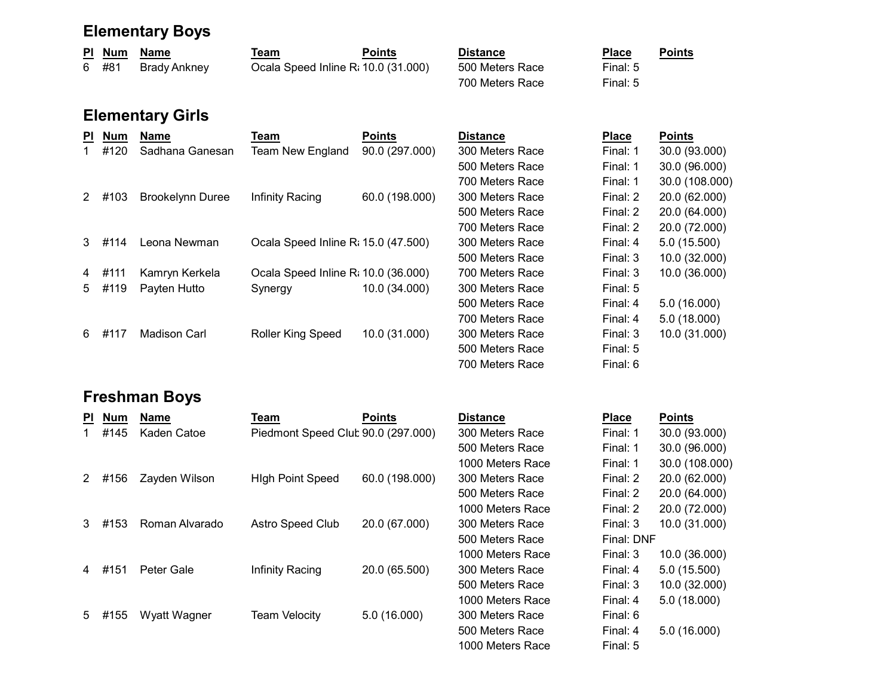## Elementary Boys

| Pl | Num | Name | Team | Points | Distance | Place | Points |
|---|---|---|---|---|---|---|---|
| 6 | #81 | Brady Ankney | Ocala Speed Inline Ra | 10.0 (31.000) | 500 Meters Race | Final: 5 | |
| | | | | | 700 Meters Race | Final: 5 | |

## Elementary Girls

| Pl | Num | Name | Team | Points | Distance | Place | Points |
|---|---|---|---|---|---|---|---|
| 1 | #120 | Sadhana Ganesan | Team New England | 90.0 (297.000) | 300 Meters Race | Final: 1 | 30.0 (93.000) |
| | | | | | 500 Meters Race | Final: 1 | 30.0 (96.000) |
| | | | | | 700 Meters Race | Final: 1 | 30.0 (108.000) |
| 2 | #103 | Brookelynn Duree | Infinity Racing | 60.0 (198.000) | 300 Meters Race | Final: 2 | 20.0 (62.000) |
| | | | | | 500 Meters Race | Final: 2 | 20.0 (64.000) |
| | | | | | 700 Meters Race | Final: 2 | 20.0 (72.000) |
| 3 | #114 | Leona Newman | Ocala Speed Inline Ra | 15.0 (47.500) | 300 Meters Race | Final: 4 | 5.0 (15.500) |
| | | | | | 500 Meters Race | Final: 3 | 10.0 (32.000) |
| 4 | #111 | Kamryn Kerkela | Ocala Speed Inline Ra | 10.0 (36.000) | 700 Meters Race | Final: 3 | 10.0 (36.000) |
| 5 | #119 | Payten Hutto | Synergy | 10.0 (34.000) | 300 Meters Race | Final: 5 | |
| | | | | | 500 Meters Race | Final: 4 | 5.0 (16.000) |
| | | | | | 700 Meters Race | Final: 4 | 5.0 (18.000) |
| 6 | #117 | Madison Carl | Roller King Speed | 10.0 (31.000) | 300 Meters Race | Final: 3 | 10.0 (31.000) |
| | | | | | 500 Meters Race | Final: 5 | |
| | | | | | 700 Meters Race | Final: 6 | |

## Freshman Boys

| Pl | Num | Name | Team | Points | Distance | Place | Points |
|---|---|---|---|---|---|---|---|
| 1 | #145 | Kaden Catoe | Piedmont Speed Club | 90.0 (297.000) | 300 Meters Race | Final: 1 | 30.0 (93.000) |
| | | | | | 500 Meters Race | Final: 1 | 30.0 (96.000) |
| | | | | | 1000 Meters Race | Final: 1 | 30.0 (108.000) |
| 2 | #156 | Zayden Wilson | HIgh Point Speed | 60.0 (198.000) | 300 Meters Race | Final: 2 | 20.0 (62.000) |
| | | | | | 500 Meters Race | Final: 2 | 20.0 (64.000) |
| | | | | | 1000 Meters Race | Final: 2 | 20.0 (72.000) |
| 3 | #153 | Roman Alvarado | Astro Speed Club | 20.0 (67.000) | 300 Meters Race | Final: 3 | 10.0 (31.000) |
| | | | | | 500 Meters Race | Final: DNF | |
| | | | | | 1000 Meters Race | Final: 3 | 10.0 (36.000) |
| 4 | #151 | Peter Gale | Infinity Racing | 20.0 (65.500) | 300 Meters Race | Final: 4 | 5.0 (15.500) |
| | | | | | 500 Meters Race | Final: 3 | 10.0 (32.000) |
| | | | | | 1000 Meters Race | Final: 4 | 5.0 (18.000) |
| 5 | #155 | Wyatt Wagner | Team Velocity | 5.0 (16.000) | 300 Meters Race | Final: 6 | |
| | | | | | 500 Meters Race | Final: 4 | 5.0 (16.000) |
| | | | | | 1000 Meters Race | Final: 5 | |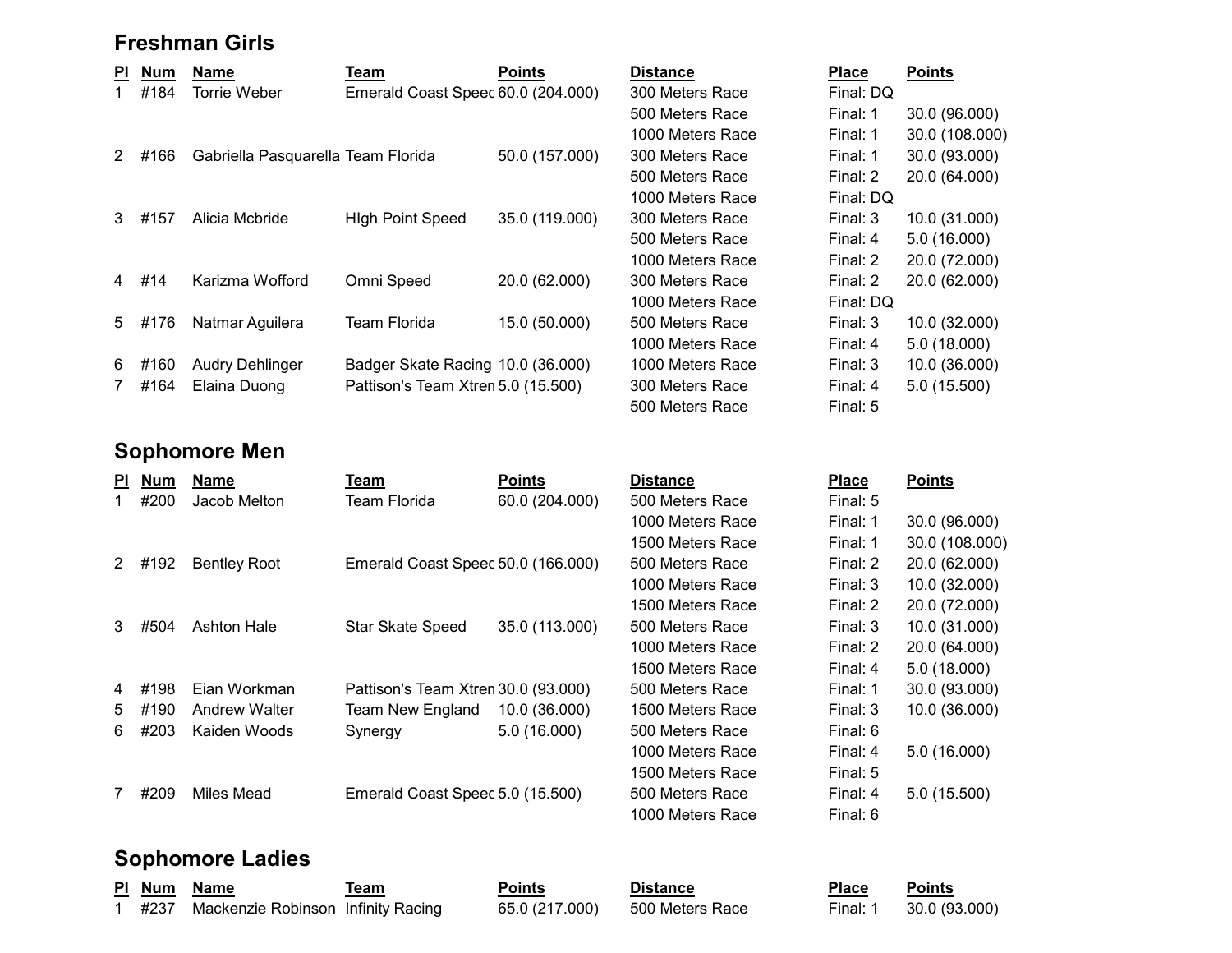## Freshman Girls

| Pl | Num | Name | Team | Points | Distance | Place | Points |
|---|---|---|---|---|---|---|---|
| 1 | #184 | Torrie Weber | Emerald Coast Speec | 60.0 (204.000) | 300 Meters Race | Final: DQ | |
| | | | | | 500 Meters Race | Final: 1 | 30.0 (96.000) |
| | | | | | 1000 Meters Race | Final: 1 | 30.0 (108.000) |
| 2 | #166 | Gabriella Pasquarella | Team Florida | 50.0 (157.000) | 300 Meters Race | Final: 1 | 30.0 (93.000) |
| | | | | | 500 Meters Race | Final: 2 | 20.0 (64.000) |
| | | | | | 1000 Meters Race | Final: DQ | |
| 3 | #157 | Alicia Mcbride | HIgh Point Speed | 35.0 (119.000) | 300 Meters Race | Final: 3 | 10.0 (31.000) |
| | | | | | 500 Meters Race | Final: 4 | 5.0 (16.000) |
| | | | | | 1000 Meters Race | Final: 2 | 20.0 (72.000) |
| 4 | #14 | Karizma Wofford | Omni Speed | 20.0 (62.000) | 300 Meters Race | Final: 2 | 20.0 (62.000) |
| | | | | | 1000 Meters Race | Final: DQ | |
| 5 | #176 | Natmar Aguilera | Team Florida | 15.0 (50.000) | 500 Meters Race | Final: 3 | 10.0 (32.000) |
| | | | | | 1000 Meters Race | Final: 4 | 5.0 (18.000) |
| 6 | #160 | Audry Dehlinger | Badger Skate Racing | 10.0 (36.000) | 1000 Meters Race | Final: 3 | 10.0 (36.000) |
| 7 | #164 | Elaina Duong | Pattison's Team Xtren | 5.0 (15.500) | 300 Meters Race | Final: 4 | 5.0 (15.500) |
| | | | | | 500 Meters Race | Final: 5 | |

## Sophomore Men

| Pl | Num | Name | Team | Points | Distance | Place | Points |
|---|---|---|---|---|---|---|---|
| 1 | #200 | Jacob Melton | Team Florida | 60.0 (204.000) | 500 Meters Race | Final: 5 | |
| | | | | | 1000 Meters Race | Final: 1 | 30.0 (96.000) |
| | | | | | 1500 Meters Race | Final: 1 | 30.0 (108.000) |
| 2 | #192 | Bentley Root | Emerald Coast Speec | 50.0 (166.000) | 500 Meters Race | Final: 2 | 20.0 (62.000) |
| | | | | | 1000 Meters Race | Final: 3 | 10.0 (32.000) |
| | | | | | 1500 Meters Race | Final: 2 | 20.0 (72.000) |
| 3 | #504 | Ashton Hale | Star Skate Speed | 35.0 (113.000) | 500 Meters Race | Final: 3 | 10.0 (31.000) |
| | | | | | 1000 Meters Race | Final: 2 | 20.0 (64.000) |
| | | | | | 1500 Meters Race | Final: 4 | 5.0 (18.000) |
| 4 | #198 | Eian Workman | Pattison's Team Xtren | 30.0 (93.000) | 500 Meters Race | Final: 1 | 30.0 (93.000) |
| 5 | #190 | Andrew Walter | Team New England | 10.0 (36.000) | 1500 Meters Race | Final: 3 | 10.0 (36.000) |
| 6 | #203 | Kaiden Woods | Synergy | 5.0 (16.000) | 500 Meters Race | Final: 6 | |
| | | | | | 1000 Meters Race | Final: 4 | 5.0 (16.000) |
| | | | | | 1500 Meters Race | Final: 5 | |
| 7 | #209 | Miles Mead | Emerald Coast Speec | 5.0 (15.500) | 500 Meters Race | Final: 4 | 5.0 (15.500) |
| | | | | | 1000 Meters Race | Final: 6 | |

## Sophomore Ladies

| Pl | Num | Name | Team | Points | Distance | Place | Points |
|---|---|---|---|---|---|---|---|
| 1 | #237 | Mackenzie Robinson | Infinity Racing | 65.0 (217.000) | 500 Meters Race | Final: 1 | 30.0 (93.000) |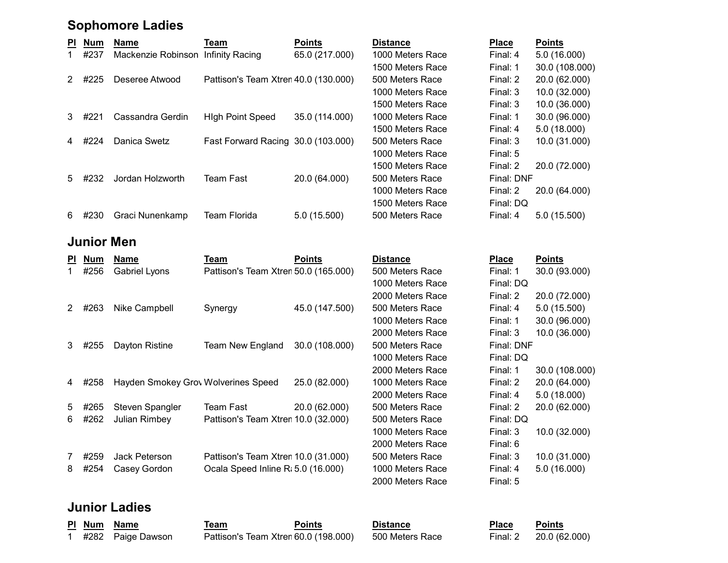## Sophomore Ladies

| Pl | Num | Name | Team | Points | Distance | Place | Points |
|---|---|---|---|---|---|---|---|
| 1 | #237 | Mackenzie Robinson | Infinity Racing | 65.0 (217.000) | 1000 Meters Race | Final: 4 | 5.0 (16.000) |
| | | | | | 1500 Meters Race | Final: 1 | 30.0 (108.000) |
| 2 | #225 | Deseree Atwood | Pattison's Team Xtren | 40.0 (130.000) | 500 Meters Race | Final: 2 | 20.0 (62.000) |
| | | | | | 1000 Meters Race | Final: 3 | 10.0 (32.000) |
| | | | | | 1500 Meters Race | Final: 3 | 10.0 (36.000) |
| 3 | #221 | Cassandra Gerdin | HIgh Point Speed | 35.0 (114.000) | 1000 Meters Race | Final: 1 | 30.0 (96.000) |
| | | | | | 1500 Meters Race | Final: 4 | 5.0 (18.000) |
| 4 | #224 | Danica Swetz | Fast Forward Racing | 30.0 (103.000) | 500 Meters Race | Final: 3 | 10.0 (31.000) |
| | | | | | 1000 Meters Race | Final: 5 | |
| | | | | | 1500 Meters Race | Final: 2 | 20.0 (72.000) |
| 5 | #232 | Jordan Holzworth | Team Fast | 20.0 (64.000) | 500 Meters Race | Final: DNF | |
| | | | | | 1000 Meters Race | Final: 2 | 20.0 (64.000) |
| | | | | | 1500 Meters Race | Final: DQ | |
| 6 | #230 | Graci Nunenkamp | Team Florida | 5.0 (15.500) | 500 Meters Race | Final: 4 | 5.0 (15.500) |

## Junior Men

| Pl | Num | Name | Team | Points | Distance | Place | Points |
|---|---|---|---|---|---|---|---|
| 1 | #256 | Gabriel Lyons | Pattison's Team Xtren | 50.0 (165.000) | 500 Meters Race | Final: 1 | 30.0 (93.000) |
| | | | | | 1000 Meters Race | Final: DQ | |
| | | | | | 2000 Meters Race | Final: 2 | 20.0 (72.000) |
| 2 | #263 | Nike Campbell | Synergy | 45.0 (147.500) | 500 Meters Race | Final: 4 | 5.0 (15.500) |
| | | | | | 1000 Meters Race | Final: 1 | 30.0 (96.000) |
| | | | | | 2000 Meters Race | Final: 3 | 10.0 (36.000) |
| 3 | #255 | Dayton Ristine | Team New England | 30.0 (108.000) | 500 Meters Race | Final: DNF | |
| | | | | | 1000 Meters Race | Final: DQ | |
| | | | | | 2000 Meters Race | Final: 1 | 30.0 (108.000) |
| 4 | #258 | Hayden Smokey Grov | Wolverines Speed | 25.0 (82.000) | 1000 Meters Race | Final: 2 | 20.0 (64.000) |
| | | | | | 2000 Meters Race | Final: 4 | 5.0 (18.000) |
| 5 | #265 | Steven Spangler | Team Fast | 20.0 (62.000) | 500 Meters Race | Final: 2 | 20.0 (62.000) |
| 6 | #262 | Julian Rimbey | Pattison's Team Xtren | 10.0 (32.000) | 500 Meters Race | Final: DQ | |
| | | | | | 1000 Meters Race | Final: 3 | 10.0 (32.000) |
| | | | | | 2000 Meters Race | Final: 6 | |
| 7 | #259 | Jack Peterson | Pattison's Team Xtren | 10.0 (31.000) | 500 Meters Race | Final: 3 | 10.0 (31.000) |
| 8 | #254 | Casey Gordon | Ocala Speed Inline Ra | 5.0 (16.000) | 1000 Meters Race | Final: 4 | 5.0 (16.000) |
| | | | | | 2000 Meters Race | Final: 5 | |

## Junior Ladies

| Pl | Num | Name | Team | Points | Distance | Place | Points |
|---|---|---|---|---|---|---|---|
| 1 | #282 | Paige Dawson | Pattison's Team Xtren | 60.0 (198.000) | 500 Meters Race | Final: 2 | 20.0 (62.000) |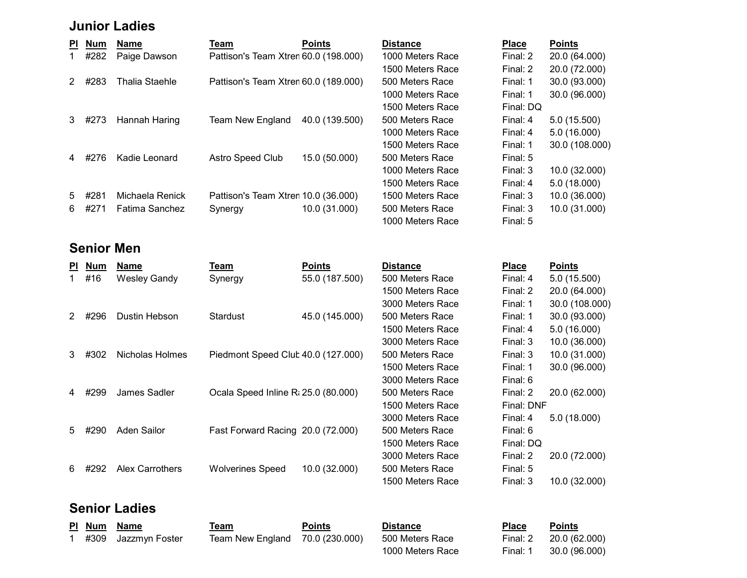## Junior Ladies

| Pl | Num | Name | Team | Points | Distance | Place | Points |
|---|---|---|---|---|---|---|---|
| 1 | #282 | Paige Dawson | Pattison's Team Xtren | 60.0 (198.000) | 1000 Meters Race | Final: 2 | 20.0 (64.000) |
| | | | | | 1500 Meters Race | Final: 2 | 20.0 (72.000) |
| 2 | #283 | Thalia Staehle | Pattison's Team Xtren | 60.0 (189.000) | 500 Meters Race | Final: 1 | 30.0 (93.000) |
| | | | | | 1000 Meters Race | Final: 1 | 30.0 (96.000) |
| | | | | | 1500 Meters Race | Final: DQ | |
| 3 | #273 | Hannah Haring | Team New England | 40.0 (139.500) | 500 Meters Race | Final: 4 | 5.0 (15.500) |
| | | | | | 1000 Meters Race | Final: 4 | 5.0 (16.000) |
| | | | | | 1500 Meters Race | Final: 1 | 30.0 (108.000) |
| 4 | #276 | Kadie Leonard | Astro Speed Club | 15.0 (50.000) | 500 Meters Race | Final: 5 | |
| | | | | | 1000 Meters Race | Final: 3 | 10.0 (32.000) |
| | | | | | 1500 Meters Race | Final: 4 | 5.0 (18.000) |
| 5 | #281 | Michaela Renick | Pattison's Team Xtren | 10.0 (36.000) | 1500 Meters Race | Final: 3 | 10.0 (36.000) |
| 6 | #271 | Fatima Sanchez | Synergy | 10.0 (31.000) | 500 Meters Race | Final: 3 | 10.0 (31.000) |
| | | | | | 1000 Meters Race | Final: 5 | |

## Senior Men

| Pl | Num | Name | Team | Points | Distance | Place | Points |
|---|---|---|---|---|---|---|---|
| 1 | #16 | Wesley Gandy | Synergy | 55.0 (187.500) | 500 Meters Race | Final: 4 | 5.0 (15.500) |
| | | | | | 1500 Meters Race | Final: 2 | 20.0 (64.000) |
| | | | | | 3000 Meters Race | Final: 1 | 30.0 (108.000) |
| 2 | #296 | Dustin Hebson | Stardust | 45.0 (145.000) | 500 Meters Race | Final: 1 | 30.0 (93.000) |
| | | | | | 1500 Meters Race | Final: 4 | 5.0 (16.000) |
| | | | | | 3000 Meters Race | Final: 3 | 10.0 (36.000) |
| 3 | #302 | Nicholas Holmes | Piedmont Speed Clut | 40.0 (127.000) | 500 Meters Race | Final: 3 | 10.0 (31.000) |
| | | | | | 1500 Meters Race | Final: 1 | 30.0 (96.000) |
| | | | | | 3000 Meters Race | Final: 6 | |
| 4 | #299 | James Sadler | Ocala Speed Inline Ra | 25.0 (80.000) | 500 Meters Race | Final: 2 | 20.0 (62.000) |
| | | | | | 1500 Meters Race | Final: DNF | |
| | | | | | 3000 Meters Race | Final: 4 | 5.0 (18.000) |
| 5 | #290 | Aden Sailor | Fast Forward Racing | 20.0 (72.000) | 500 Meters Race | Final: 6 | |
| | | | | | 1500 Meters Race | Final: DQ | |
| | | | | | 3000 Meters Race | Final: 2 | 20.0 (72.000) |
| 6 | #292 | Alex Carrothers | Wolverines Speed | 10.0 (32.000) | 500 Meters Race | Final: 5 | |
| | | | | | 1500 Meters Race | Final: 3 | 10.0 (32.000) |

## Senior Ladies

| Pl | Num | Name | Team | Points | Distance | Place | Points |
|---|---|---|---|---|---|---|---|
| 1 | #309 | Jazzmyn Foster | Team New England | 70.0 (230.000) | 500 Meters Race | Final: 2 | 20.0 (62.000) |
| | | | | | 1000 Meters Race | Final: 1 | 30.0 (96.000) |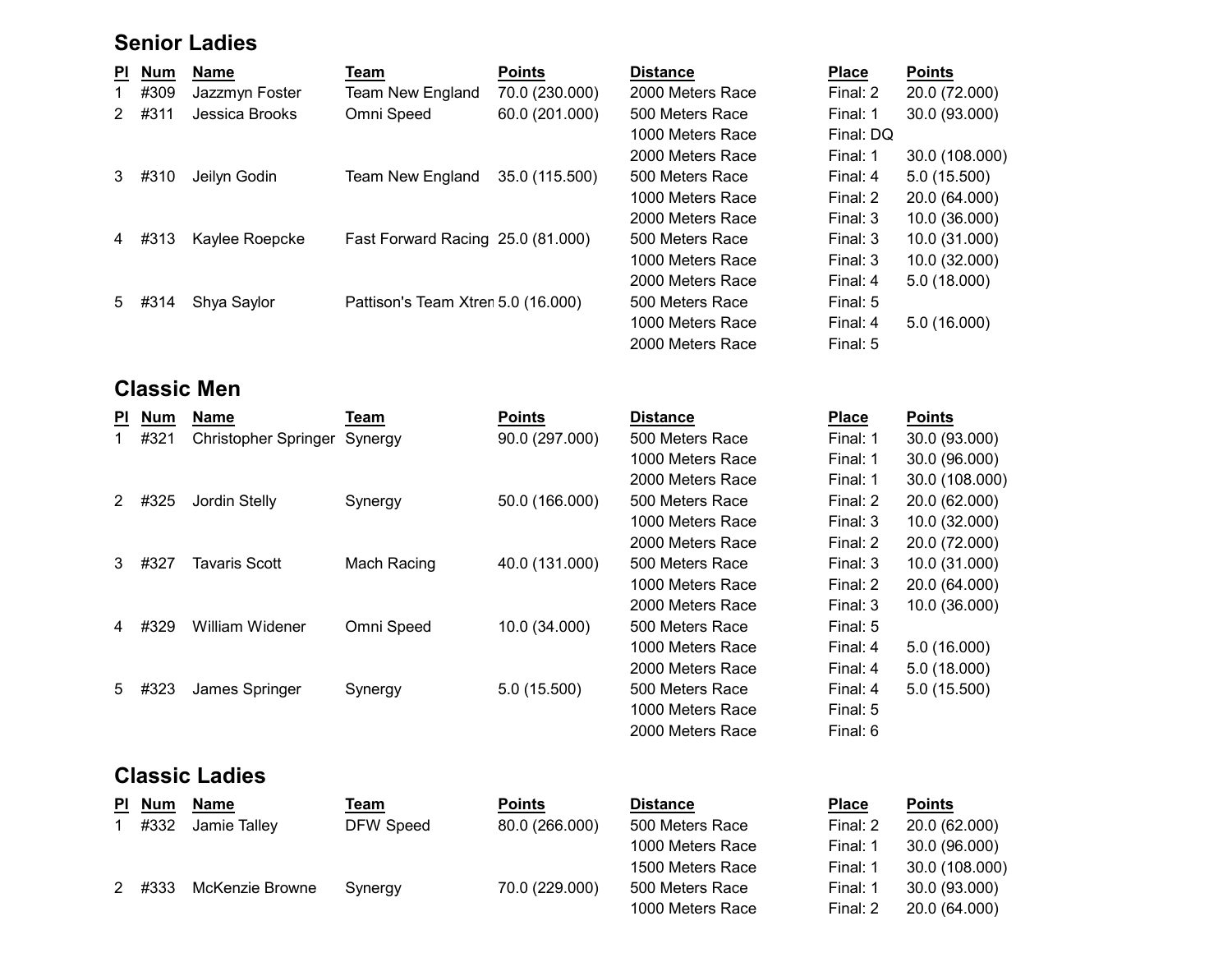## Senior Ladies

| Pl | Num | Name | Team | Points | Distance | Place | Points |
|---|---|---|---|---|---|---|---|
| 1 | #309 | Jazzmyn Foster | Team New England | 70.0 (230.000) | 2000 Meters Race | Final: 2 | 20.0 (72.000) |
| 2 | #311 | Jessica Brooks | Omni Speed | 60.0 (201.000) | 500 Meters Race | Final: 1 | 30.0 (93.000) |
| | | | | | 1000 Meters Race | Final: DQ | |
| | | | | | 2000 Meters Race | Final: 1 | 30.0 (108.000) |
| 3 | #310 | Jeilyn Godin | Team New England | 35.0 (115.500) | 500 Meters Race | Final: 4 | 5.0 (15.500) |
| | | | | | 1000 Meters Race | Final: 2 | 20.0 (64.000) |
| | | | | | 2000 Meters Race | Final: 3 | 10.0 (36.000) |
| 4 | #313 | Kaylee Roepcke | Fast Forward Racing | 25.0 (81.000) | 500 Meters Race | Final: 3 | 10.0 (31.000) |
| | | | | | 1000 Meters Race | Final: 3 | 10.0 (32.000) |
| | | | | | 2000 Meters Race | Final: 4 | 5.0 (18.000) |
| 5 | #314 | Shya Saylor | Pattison's Team Xtren | 5.0 (16.000) | 500 Meters Race | Final: 5 | |
| | | | | | 1000 Meters Race | Final: 4 | 5.0 (16.000) |
| | | | | | 2000 Meters Race | Final: 5 | |

## Classic Men

| Pl | Num | Name | Team | Points | Distance | Place | Points |
|---|---|---|---|---|---|---|---|
| 1 | #321 | Christopher Springer | Synergy | 90.0 (297.000) | 500 Meters Race | Final: 1 | 30.0 (93.000) |
| | | | | | 1000 Meters Race | Final: 1 | 30.0 (96.000) |
| | | | | | 2000 Meters Race | Final: 1 | 30.0 (108.000) |
| 2 | #325 | Jordin Stelly | Synergy | 50.0 (166.000) | 500 Meters Race | Final: 2 | 20.0 (62.000) |
| | | | | | 1000 Meters Race | Final: 3 | 10.0 (32.000) |
| | | | | | 2000 Meters Race | Final: 2 | 20.0 (72.000) |
| 3 | #327 | Tavaris Scott | Mach Racing | 40.0 (131.000) | 500 Meters Race | Final: 3 | 10.0 (31.000) |
| | | | | | 1000 Meters Race | Final: 2 | 20.0 (64.000) |
| | | | | | 2000 Meters Race | Final: 3 | 10.0 (36.000) |
| 4 | #329 | William Widener | Omni Speed | 10.0 (34.000) | 500 Meters Race | Final: 5 | |
| | | | | | 1000 Meters Race | Final: 4 | 5.0 (16.000) |
| | | | | | 2000 Meters Race | Final: 4 | 5.0 (18.000) |
| 5 | #323 | James Springer | Synergy | 5.0 (15.500) | 500 Meters Race | Final: 4 | 5.0 (15.500) |
| | | | | | 1000 Meters Race | Final: 5 | |
| | | | | | 2000 Meters Race | Final: 6 | |

## Classic Ladies

| Pl | Num | Name | Team | Points | Distance | Place | Points |
|---|---|---|---|---|---|---|---|
| 1 | #332 | Jamie Talley | DFW Speed | 80.0 (266.000) | 500 Meters Race | Final: 2 | 20.0 (62.000) |
| | | | | | 1000 Meters Race | Final: 1 | 30.0 (96.000) |
| | | | | | 1500 Meters Race | Final: 1 | 30.0 (108.000) |
| 2 | #333 | McKenzie Browne | Synergy | 70.0 (229.000) | 500 Meters Race | Final: 1 | 30.0 (93.000) |
| | | | | | 1000 Meters Race | Final: 2 | 20.0 (64.000) |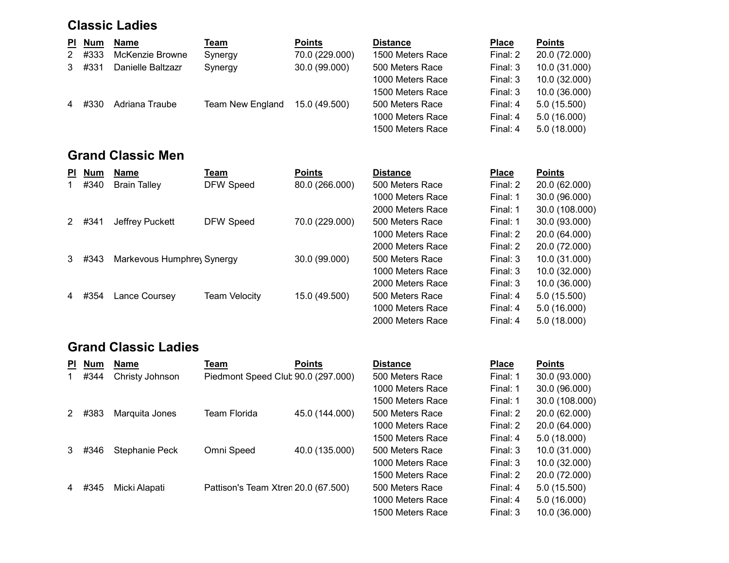## Classic Ladies

| Pl | Num | Name | Team | Points | Distance | Place | Points |
|---|---|---|---|---|---|---|---|
| 2 | #333 | McKenzie Browne | Synergy | 70.0 (229.000) | 1500 Meters Race | Final: 2 | 20.0 (72.000) |
| 3 | #331 | Danielle Baltzazr | Synergy | 30.0 (99.000) | 500 Meters Race | Final: 3 | 10.0 (31.000) |
| | | | | | 1000 Meters Race | Final: 3 | 10.0 (32.000) |
| | | | | | 1500 Meters Race | Final: 3 | 10.0 (36.000) |
| 4 | #330 | Adriana Traube | Team New England | 15.0 (49.500) | 500 Meters Race | Final: 4 | 5.0 (15.500) |
| | | | | | 1000 Meters Race | Final: 4 | 5.0 (16.000) |
| | | | | | 1500 Meters Race | Final: 4 | 5.0 (18.000) |

## Grand Classic Men

| Pl | Num | Name | Team | Points | Distance | Place | Points |
|---|---|---|---|---|---|---|---|
| 1 | #340 | Brain Talley | DFW Speed | 80.0 (266.000) | 500 Meters Race | Final: 2 | 20.0 (62.000) |
| | | | | | 1000 Meters Race | Final: 1 | 30.0 (96.000) |
| | | | | | 2000 Meters Race | Final: 1 | 30.0 (108.000) |
| 2 | #341 | Jeffrey Puckett | DFW Speed | 70.0 (229.000) | 500 Meters Race | Final: 1 | 30.0 (93.000) |
| | | | | | 1000 Meters Race | Final: 2 | 20.0 (64.000) |
| | | | | | 2000 Meters Race | Final: 2 | 20.0 (72.000) |
| 3 | #343 | Markevous Humphrey | Synergy | 30.0 (99.000) | 500 Meters Race | Final: 3 | 10.0 (31.000) |
| | | | | | 1000 Meters Race | Final: 3 | 10.0 (32.000) |
| | | | | | 2000 Meters Race | Final: 3 | 10.0 (36.000) |
| 4 | #354 | Lance Coursey | Team Velocity | 15.0 (49.500) | 500 Meters Race | Final: 4 | 5.0 (15.500) |
| | | | | | 1000 Meters Race | Final: 4 | 5.0 (16.000) |
| | | | | | 2000 Meters Race | Final: 4 | 5.0 (18.000) |

## Grand Classic Ladies

| Pl | Num | Name | Team | Points | Distance | Place | Points |
|---|---|---|---|---|---|---|---|
| 1 | #344 | Christy Johnson | Piedmont Speed Club | 90.0 (297.000) | 500 Meters Race | Final: 1 | 30.0 (93.000) |
| | | | | | 1000 Meters Race | Final: 1 | 30.0 (96.000) |
| | | | | | 1500 Meters Race | Final: 1 | 30.0 (108.000) |
| 2 | #383 | Marquita Jones | Team Florida | 45.0 (144.000) | 500 Meters Race | Final: 2 | 20.0 (62.000) |
| | | | | | 1000 Meters Race | Final: 2 | 20.0 (64.000) |
| | | | | | 1500 Meters Race | Final: 4 | 5.0 (18.000) |
| 3 | #346 | Stephanie Peck | Omni Speed | 40.0 (135.000) | 500 Meters Race | Final: 3 | 10.0 (31.000) |
| | | | | | 1000 Meters Race | Final: 3 | 10.0 (32.000) |
| | | | | | 1500 Meters Race | Final: 2 | 20.0 (72.000) |
| 4 | #345 | Micki Alapati | Pattison's Team Xtrem | 20.0 (67.500) | 500 Meters Race | Final: 4 | 5.0 (15.500) |
| | | | | | 1000 Meters Race | Final: 4 | 5.0 (16.000) |
| | | | | | 1500 Meters Race | Final: 3 | 10.0 (36.000) |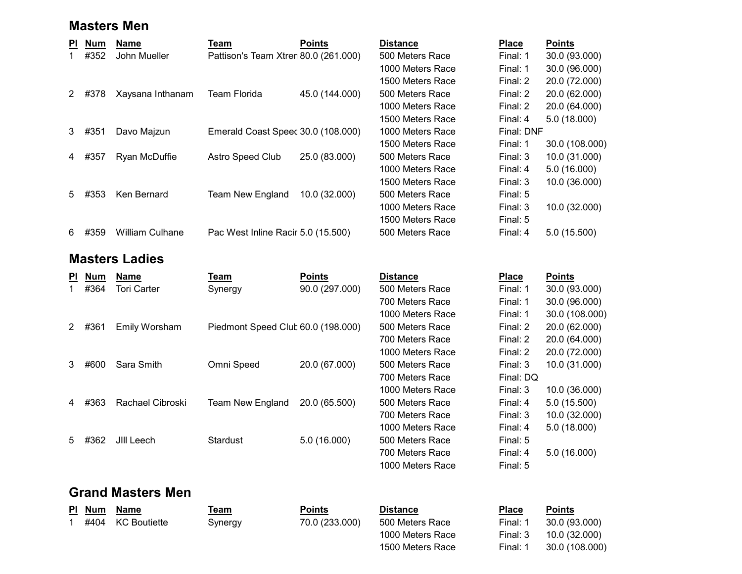## Masters Men

| Pl | Num | Name | Team | Points | Distance | Place | Points |
|---|---|---|---|---|---|---|---|
| 1 | #352 | John Mueller | Pattison's Team Xtren | 80.0 (261.000) | 500 Meters Race | Final: 1 | 30.0 (93.000) |
| | | | | | 1000 Meters Race | Final: 1 | 30.0 (96.000) |
| | | | | | 1500 Meters Race | Final: 2 | 20.0 (72.000) |
| 2 | #378 | Xaysana Inthanam | Team Florida | 45.0 (144.000) | 500 Meters Race | Final: 2 | 20.0 (62.000) |
| | | | | | 1000 Meters Race | Final: 2 | 20.0 (64.000) |
| | | | | | 1500 Meters Race | Final: 4 | 5.0 (18.000) |
| 3 | #351 | Davo Majzun | Emerald Coast Speec | 30.0 (108.000) | 1000 Meters Race | Final: DNF | |
| | | | | | 1500 Meters Race | Final: 1 | 30.0 (108.000) |
| 4 | #357 | Ryan McDuffie | Astro Speed Club | 25.0 (83.000) | 500 Meters Race | Final: 3 | 10.0 (31.000) |
| | | | | | 1000 Meters Race | Final: 4 | 5.0 (16.000) |
| | | | | | 1500 Meters Race | Final: 3 | 10.0 (36.000) |
| 5 | #353 | Ken Bernard | Team New England | 10.0 (32.000) | 500 Meters Race | Final: 5 | |
| | | | | | 1000 Meters Race | Final: 3 | 10.0 (32.000) |
| | | | | | 1500 Meters Race | Final: 5 | |
| 6 | #359 | William Culhane | Pac West Inline Racir | 5.0 (15.500) | 500 Meters Race | Final: 4 | 5.0 (15.500) |

## Masters Ladies

| Pl | Num | Name | Team | Points | Distance | Place | Points |
|---|---|---|---|---|---|---|---|
| 1 | #364 | Tori Carter | Synergy | 90.0 (297.000) | 500 Meters Race | Final: 1 | 30.0 (93.000) |
| | | | | | 700 Meters Race | Final: 1 | 30.0 (96.000) |
| | | | | | 1000 Meters Race | Final: 1 | 30.0 (108.000) |
| 2 | #361 | Emily Worsham | Piedmont Speed Club | 60.0 (198.000) | 500 Meters Race | Final: 2 | 20.0 (62.000) |
| | | | | | 700 Meters Race | Final: 2 | 20.0 (64.000) |
| | | | | | 1000 Meters Race | Final: 2 | 20.0 (72.000) |
| 3 | #600 | Sara Smith | Omni Speed | 20.0 (67.000) | 500 Meters Race | Final: 3 | 10.0 (31.000) |
| | | | | | 700 Meters Race | Final: DQ | |
| | | | | | 1000 Meters Race | Final: 3 | 10.0 (36.000) |
| 4 | #363 | Rachael Cibroski | Team New England | 20.0 (65.500) | 500 Meters Race | Final: 4 | 5.0 (15.500) |
| | | | | | 700 Meters Race | Final: 3 | 10.0 (32.000) |
| | | | | | 1000 Meters Race | Final: 4 | 5.0 (18.000) |
| 5 | #362 | JIll Leech | Stardust | 5.0 (16.000) | 500 Meters Race | Final: 5 | |
| | | | | | 700 Meters Race | Final: 4 | 5.0 (16.000) |
| | | | | | 1000 Meters Race | Final: 5 | |

## Grand Masters Men

| Pl | Num | Name | Team | Points | Distance | Place | Points |
|---|---|---|---|---|---|---|---|
| 1 | #404 | KC Boutiette | Synergy | 70.0 (233.000) | 500 Meters Race | Final: 1 | 30.0 (93.000) |
| | | | | | 1000 Meters Race | Final: 3 | 10.0 (32.000) |
| | | | | | 1500 Meters Race | Final: 1 | 30.0 (108.000) |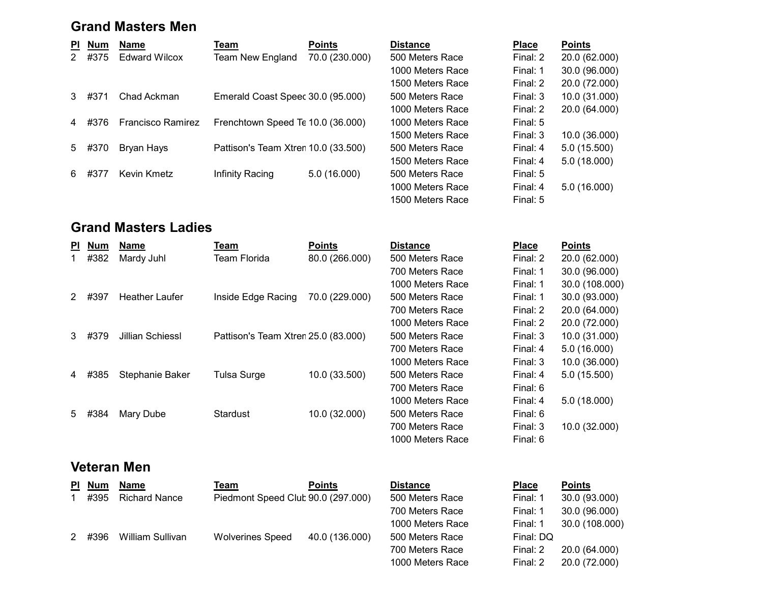## Grand Masters Men

| Pl | Num | Name | Team | Points | Distance | Place | Points |
|---|---|---|---|---|---|---|---|
| 2 | #375 | Edward Wilcox | Team New England | 70.0 (230.000) | 500 Meters Race | Final: 2 | 20.0 (62.000) |
| | | | | | 1000 Meters Race | Final: 1 | 30.0 (96.000) |
| | | | | | 1500 Meters Race | Final: 2 | 20.0 (72.000) |
| 3 | #371 | Chad Ackman | Emerald Coast Speec | 30.0 (95.000) | 500 Meters Race | Final: 3 | 10.0 (31.000) |
| | | | | | 1000 Meters Race | Final: 2 | 20.0 (64.000) |
| 4 | #376 | Francisco Ramirez | Frenchtown Speed Te | 10.0 (36.000) | 1000 Meters Race | Final: 5 | |
| | | | | | 1500 Meters Race | Final: 3 | 10.0 (36.000) |
| 5 | #370 | Bryan Hays | Pattison's Team Xtren | 10.0 (33.500) | 500 Meters Race | Final: 4 | 5.0 (15.500) |
| | | | | | 1500 Meters Race | Final: 4 | 5.0 (18.000) |
| 6 | #377 | Kevin Kmetz | Infinity Racing | 5.0 (16.000) | 500 Meters Race | Final: 5 | |
| | | | | | 1000 Meters Race | Final: 4 | 5.0 (16.000) |
| | | | | | 1500 Meters Race | Final: 5 | |

## Grand Masters Ladies

| Pl | Num | Name | Team | Points | Distance | Place | Points |
|---|---|---|---|---|---|---|---|
| 1 | #382 | Mardy Juhl | Team Florida | 80.0 (266.000) | 500 Meters Race | Final: 2 | 20.0 (62.000) |
| | | | | | 700 Meters Race | Final: 1 | 30.0 (96.000) |
| | | | | | 1000 Meters Race | Final: 1 | 30.0 (108.000) |
| 2 | #397 | Heather Laufer | Inside Edge Racing | 70.0 (229.000) | 500 Meters Race | Final: 1 | 30.0 (93.000) |
| | | | | | 700 Meters Race | Final: 2 | 20.0 (64.000) |
| | | | | | 1000 Meters Race | Final: 2 | 20.0 (72.000) |
| 3 | #379 | Jillian Schiessl | Pattison's Team Xtren | 25.0 (83.000) | 500 Meters Race | Final: 3 | 10.0 (31.000) |
| | | | | | 700 Meters Race | Final: 4 | 5.0 (16.000) |
| | | | | | 1000 Meters Race | Final: 3 | 10.0 (36.000) |
| 4 | #385 | Stephanie Baker | Tulsa Surge | 10.0 (33.500) | 500 Meters Race | Final: 4 | 5.0 (15.500) |
| | | | | | 700 Meters Race | Final: 6 | |
| | | | | | 1000 Meters Race | Final: 4 | 5.0 (18.000) |
| 5 | #384 | Mary Dube | Stardust | 10.0 (32.000) | 500 Meters Race | Final: 6 | |
| | | | | | 700 Meters Race | Final: 3 | 10.0 (32.000) |
| | | | | | 1000 Meters Race | Final: 6 | |

## Veteran Men

| Pl | Num | Name | Team | Points | Distance | Place | Points |
|---|---|---|---|---|---|---|---|
| 1 | #395 | Richard Nance | Piedmont Speed Club | 90.0 (297.000) | 500 Meters Race | Final: 1 | 30.0 (93.000) |
| | | | | | 700 Meters Race | Final: 1 | 30.0 (96.000) |
| | | | | | 1000 Meters Race | Final: 1 | 30.0 (108.000) |
| 2 | #396 | William Sullivan | Wolverines Speed | 40.0 (136.000) | 500 Meters Race | Final: DQ | |
| | | | | | 700 Meters Race | Final: 2 | 20.0 (64.000) |
| | | | | | 1000 Meters Race | Final: 2 | 20.0 (72.000) |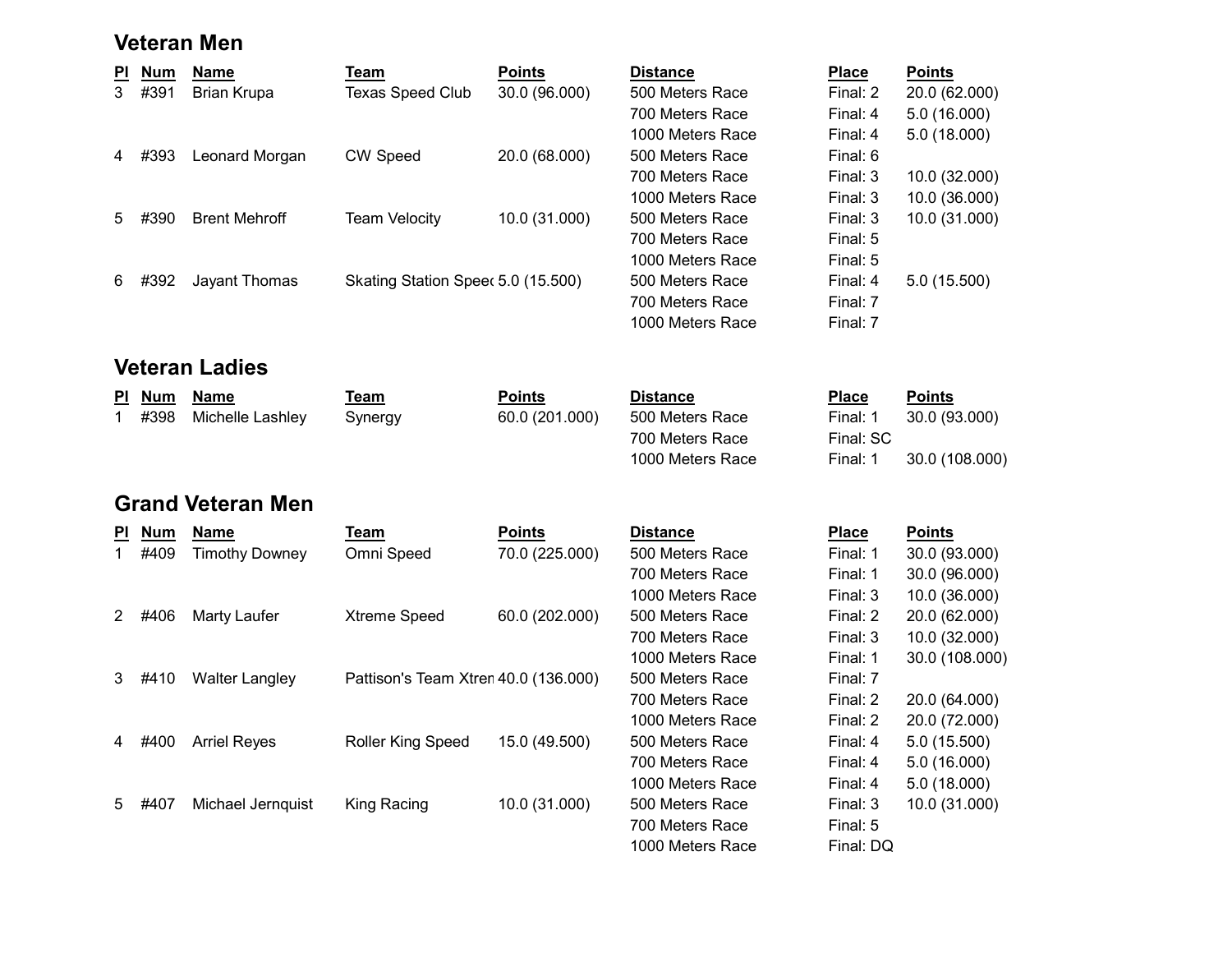## Veteran Men

| Pl | Num | Name | Team | Points | Distance | Place | Points |
|---|---|---|---|---|---|---|---|
| 3 | #391 | Brian Krupa | Texas Speed Club | 30.0 (96.000) | 500 Meters Race | Final: 2 | 20.0 (62.000) |
| | | | | | 700 Meters Race | Final: 4 | 5.0 (16.000) |
| | | | | | 1000 Meters Race | Final: 4 | 5.0 (18.000) |
| 4 | #393 | Leonard Morgan | CW Speed | 20.0 (68.000) | 500 Meters Race | Final: 6 | |
| | | | | | 700 Meters Race | Final: 3 | 10.0 (32.000) |
| | | | | | 1000 Meters Race | Final: 3 | 10.0 (36.000) |
| 5 | #390 | Brent Mehroff | Team Velocity | 10.0 (31.000) | 500 Meters Race | Final: 3 | 10.0 (31.000) |
| | | | | | 700 Meters Race | Final: 5 | |
| | | | | | 1000 Meters Race | Final: 5 | |
| 6 | #392 | Jayant Thomas | Skating Station Speed | 5.0 (15.500) | 500 Meters Race | Final: 4 | 5.0 (15.500) |
| | | | | | 700 Meters Race | Final: 7 | |
| | | | | | 1000 Meters Race | Final: 7 | |

## Veteran Ladies

| Pl | Num | Name | Team | Points | Distance | Place | Points |
|---|---|---|---|---|---|---|---|
| 1 | #398 | Michelle Lashley | Synergy | 60.0 (201.000) | 500 Meters Race | Final: 1 | 30.0 (93.000) |
| | | | | | 700 Meters Race | Final: SC | |
| | | | | | 1000 Meters Race | Final: 1 | 30.0 (108.000) |

## Grand Veteran Men

| Pl | Num | Name | Team | Points | Distance | Place | Points |
|---|---|---|---|---|---|---|---|
| 1 | #409 | Timothy Downey | Omni Speed | 70.0 (225.000) | 500 Meters Race | Final: 1 | 30.0 (93.000) |
| | | | | | 700 Meters Race | Final: 1 | 30.0 (96.000) |
| | | | | | 1000 Meters Race | Final: 3 | 10.0 (36.000) |
| 2 | #406 | Marty Laufer | Xtreme Speed | 60.0 (202.000) | 500 Meters Race | Final: 2 | 20.0 (62.000) |
| | | | | | 700 Meters Race | Final: 3 | 10.0 (32.000) |
| | | | | | 1000 Meters Race | Final: 1 | 30.0 (108.000) |
| 3 | #410 | Walter Langley | Pattison's Team Xtreme | 40.0 (136.000) | 500 Meters Race | Final: 7 | |
| | | | | | 700 Meters Race | Final: 2 | 20.0 (64.000) |
| | | | | | 1000 Meters Race | Final: 2 | 20.0 (72.000) |
| 4 | #400 | Arriel Reyes | Roller King Speed | 15.0 (49.500) | 500 Meters Race | Final: 4 | 5.0 (15.500) |
| | | | | | 700 Meters Race | Final: 4 | 5.0 (16.000) |
| | | | | | 1000 Meters Race | Final: 4 | 5.0 (18.000) |
| 5 | #407 | Michael Jernquist | King Racing | 10.0 (31.000) | 500 Meters Race | Final: 3 | 10.0 (31.000) |
| | | | | | 700 Meters Race | Final: 5 | |
| | | | | | 1000 Meters Race | Final: DQ | |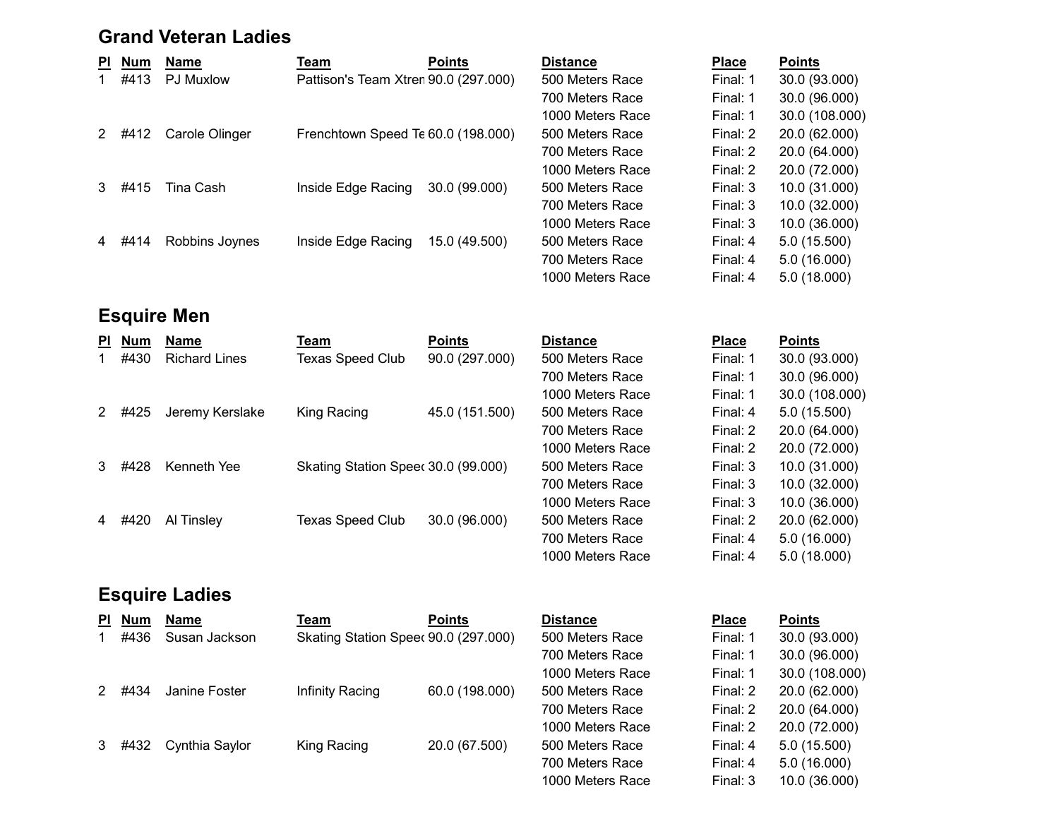## Grand Veteran Ladies

| Pl | Num | Name | Team | Points | Distance | Place | Points |
|---|---|---|---|---|---|---|---|
| 1 | #413 | PJ Muxlow | Pattison's Team Xtren | 90.0 (297.000) | 500 Meters Race | Final: 1 | 30.0 (93.000) |
| | | | | | 700 Meters Race | Final: 1 | 30.0 (96.000) |
| | | | | | 1000 Meters Race | Final: 1 | 30.0 (108.000) |
| 2 | #412 | Carole Olinger | Frenchtown Speed Te | 60.0 (198.000) | 500 Meters Race | Final: 2 | 20.0 (62.000) |
| | | | | | 700 Meters Race | Final: 2 | 20.0 (64.000) |
| | | | | | 1000 Meters Race | Final: 2 | 20.0 (72.000) |
| 3 | #415 | Tina Cash | Inside Edge Racing | 30.0 (99.000) | 500 Meters Race | Final: 3 | 10.0 (31.000) |
| | | | | | 700 Meters Race | Final: 3 | 10.0 (32.000) |
| | | | | | 1000 Meters Race | Final: 3 | 10.0 (36.000) |
| 4 | #414 | Robbins Joynes | Inside Edge Racing | 15.0 (49.500) | 500 Meters Race | Final: 4 | 5.0 (15.500) |
| | | | | | 700 Meters Race | Final: 4 | 5.0 (16.000) |
| | | | | | 1000 Meters Race | Final: 4 | 5.0 (18.000) |

## Esquire Men

| Pl | Num | Name | Team | Points | Distance | Place | Points |
|---|---|---|---|---|---|---|---|
| 1 | #430 | Richard Lines | Texas Speed Club | 90.0 (297.000) | 500 Meters Race | Final: 1 | 30.0 (93.000) |
| | | | | | 700 Meters Race | Final: 1 | 30.0 (96.000) |
| | | | | | 1000 Meters Race | Final: 1 | 30.0 (108.000) |
| 2 | #425 | Jeremy Kerslake | King Racing | 45.0 (151.500) | 500 Meters Race | Final: 4 | 5.0 (15.500) |
| | | | | | 700 Meters Race | Final: 2 | 20.0 (64.000) |
| | | | | | 1000 Meters Race | Final: 2 | 20.0 (72.000) |
| 3 | #428 | Kenneth Yee | Skating Station Speed | 30.0 (99.000) | 500 Meters Race | Final: 3 | 10.0 (31.000) |
| | | | | | 700 Meters Race | Final: 3 | 10.0 (32.000) |
| | | | | | 1000 Meters Race | Final: 3 | 10.0 (36.000) |
| 4 | #420 | Al Tinsley | Texas Speed Club | 30.0 (96.000) | 500 Meters Race | Final: 2 | 20.0 (62.000) |
| | | | | | 700 Meters Race | Final: 4 | 5.0 (16.000) |
| | | | | | 1000 Meters Race | Final: 4 | 5.0 (18.000) |

## Esquire Ladies

| Pl | Num | Name | Team | Points | Distance | Place | Points |
|---|---|---|---|---|---|---|---|
| 1 | #436 | Susan Jackson | Skating Station Speed | 90.0 (297.000) | 500 Meters Race | Final: 1 | 30.0 (93.000) |
| | | | | | 700 Meters Race | Final: 1 | 30.0 (96.000) |
| | | | | | 1000 Meters Race | Final: 1 | 30.0 (108.000) |
| 2 | #434 | Janine Foster | Infinity Racing | 60.0 (198.000) | 500 Meters Race | Final: 2 | 20.0 (62.000) |
| | | | | | 700 Meters Race | Final: 2 | 20.0 (64.000) |
| | | | | | 1000 Meters Race | Final: 2 | 20.0 (72.000) |
| 3 | #432 | Cynthia Saylor | King Racing | 20.0 (67.500) | 500 Meters Race | Final: 4 | 5.0 (15.500) |
| | | | | | 700 Meters Race | Final: 4 | 5.0 (16.000) |
| | | | | | 1000 Meters Race | Final: 3 | 10.0 (36.000) |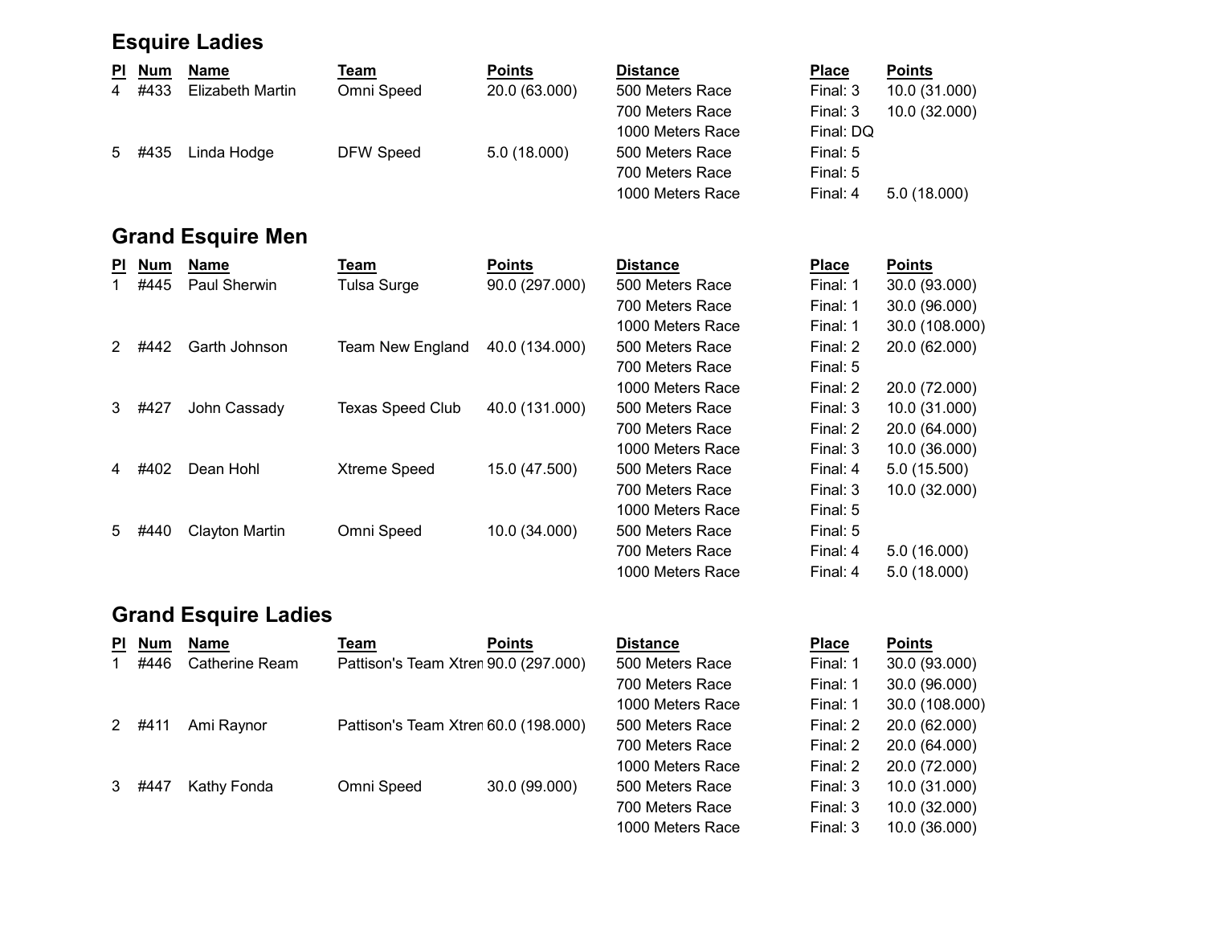## Esquire Ladies

| Pl | Num | Name | Team | Points | Distance | Place | Points |
|---|---|---|---|---|---|---|---|
| 4 | #433 | Elizabeth Martin | Omni Speed | 20.0 (63.000) | 500 Meters Race | Final: 3 | 10.0 (31.000) |
| | | | | | 700 Meters Race | Final: 3 | 10.0 (32.000) |
| | | | | | 1000 Meters Race | Final: DQ | |
| 5 | #435 | Linda Hodge | DFW Speed | 5.0 (18.000) | 500 Meters Race | Final: 5 | |
| | | | | | 700 Meters Race | Final: 5 | |
| | | | | | 1000 Meters Race | Final: 4 | 5.0 (18.000) |

## Grand Esquire Men

| Pl | Num | Name | Team | Points | Distance | Place | Points |
|---|---|---|---|---|---|---|---|
| 1 | #445 | Paul Sherwin | Tulsa Surge | 90.0 (297.000) | 500 Meters Race | Final: 1 | 30.0 (93.000) |
| | | | | | 700 Meters Race | Final: 1 | 30.0 (96.000) |
| | | | | | 1000 Meters Race | Final: 1 | 30.0 (108.000) |
| 2 | #442 | Garth Johnson | Team New England | 40.0 (134.000) | 500 Meters Race | Final: 2 | 20.0 (62.000) |
| | | | | | 700 Meters Race | Final: 5 | |
| | | | | | 1000 Meters Race | Final: 2 | 20.0 (72.000) |
| 3 | #427 | John Cassady | Texas Speed Club | 40.0 (131.000) | 500 Meters Race | Final: 3 | 10.0 (31.000) |
| | | | | | 700 Meters Race | Final: 2 | 20.0 (64.000) |
| | | | | | 1000 Meters Race | Final: 3 | 10.0 (36.000) |
| 4 | #402 | Dean Hohl | Xtreme Speed | 15.0 (47.500) | 500 Meters Race | Final: 4 | 5.0 (15.500) |
| | | | | | 700 Meters Race | Final: 3 | 10.0 (32.000) |
| | | | | | 1000 Meters Race | Final: 5 | |
| 5 | #440 | Clayton Martin | Omni Speed | 10.0 (34.000) | 500 Meters Race | Final: 5 | |
| | | | | | 700 Meters Race | Final: 4 | 5.0 (16.000) |
| | | | | | 1000 Meters Race | Final: 4 | 5.0 (18.000) |

## Grand Esquire Ladies

| Pl | Num | Name | Team | Points | Distance | Place | Points |
|---|---|---|---|---|---|---|---|
| 1 | #446 | Catherine Ream | Pattison's Team Xtren | 90.0 (297.000) | 500 Meters Race | Final: 1 | 30.0 (93.000) |
| | | | | | 700 Meters Race | Final: 1 | 30.0 (96.000) |
| | | | | | 1000 Meters Race | Final: 1 | 30.0 (108.000) |
| 2 | #411 | Ami Raynor | Pattison's Team Xtren | 60.0 (198.000) | 500 Meters Race | Final: 2 | 20.0 (62.000) |
| | | | | | 700 Meters Race | Final: 2 | 20.0 (64.000) |
| | | | | | 1000 Meters Race | Final: 2 | 20.0 (72.000) |
| 3 | #447 | Kathy Fonda | Omni Speed | 30.0 (99.000) | 500 Meters Race | Final: 3 | 10.0 (31.000) |
| | | | | | 700 Meters Race | Final: 3 | 10.0 (32.000) |
| | | | | | 1000 Meters Race | Final: 3 | 10.0 (36.000) |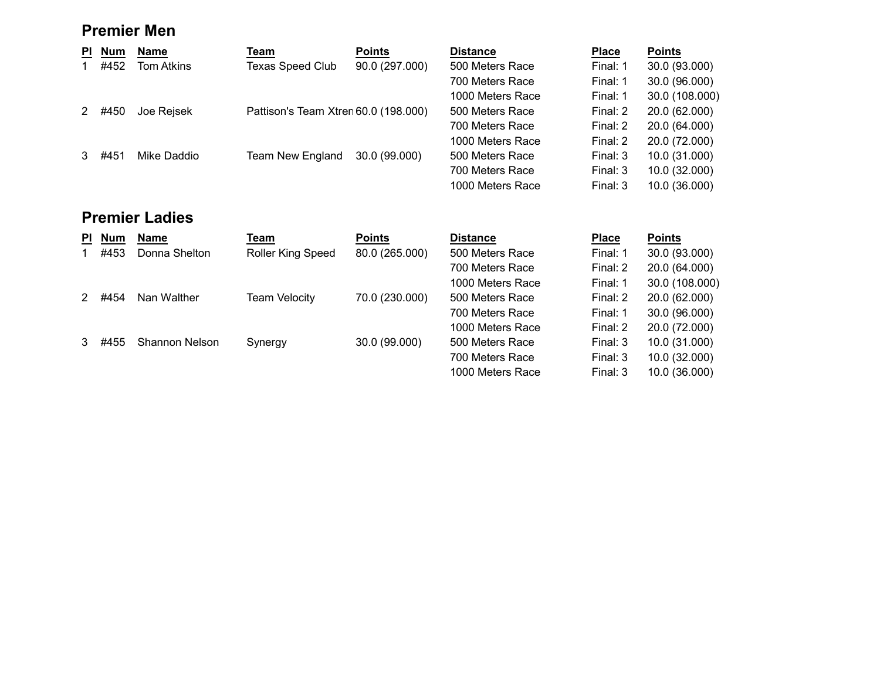## Premier Men

| Pl | Num | Name | Team | Points | Distance | Place | Points |
|---|---|---|---|---|---|---|---|
| 1 | #452 | Tom Atkins | Texas Speed Club | 90.0 (297.000) | 500 Meters Race | Final: 1 | 30.0 (93.000) |
| | | | | | 700 Meters Race | Final: 1 | 30.0 (96.000) |
| | | | | | 1000 Meters Race | Final: 1 | 30.0 (108.000) |
| 2 | #450 | Joe Rejsek | Pattison's Team Xtrem | 60.0 (198.000) | 500 Meters Race | Final: 2 | 20.0 (62.000) |
| | | | | | 700 Meters Race | Final: 2 | 20.0 (64.000) |
| | | | | | 1000 Meters Race | Final: 2 | 20.0 (72.000) |
| 3 | #451 | Mike Daddio | Team New England | 30.0 (99.000) | 500 Meters Race | Final: 3 | 10.0 (31.000) |
| | | | | | 700 Meters Race | Final: 3 | 10.0 (32.000) |
| | | | | | 1000 Meters Race | Final: 3 | 10.0 (36.000) |

## Premier Ladies

| Pl | Num | Name | Team | Points | Distance | Place | Points |
|---|---|---|---|---|---|---|---|
| 1 | #453 | Donna Shelton | Roller King Speed | 80.0 (265.000) | 500 Meters Race | Final: 1 | 30.0 (93.000) |
| | | | | | 700 Meters Race | Final: 2 | 20.0 (64.000) |
| | | | | | 1000 Meters Race | Final: 1 | 30.0 (108.000) |
| 2 | #454 | Nan Walther | Team Velocity | 70.0 (230.000) | 500 Meters Race | Final: 2 | 20.0 (62.000) |
| | | | | | 700 Meters Race | Final: 1 | 30.0 (96.000) |
| | | | | | 1000 Meters Race | Final: 2 | 20.0 (72.000) |
| 3 | #455 | Shannon Nelson | Synergy | 30.0 (99.000) | 500 Meters Race | Final: 3 | 10.0 (31.000) |
| | | | | | 700 Meters Race | Final: 3 | 10.0 (32.000) |
| | | | | | 1000 Meters Race | Final: 3 | 10.0 (36.000) |